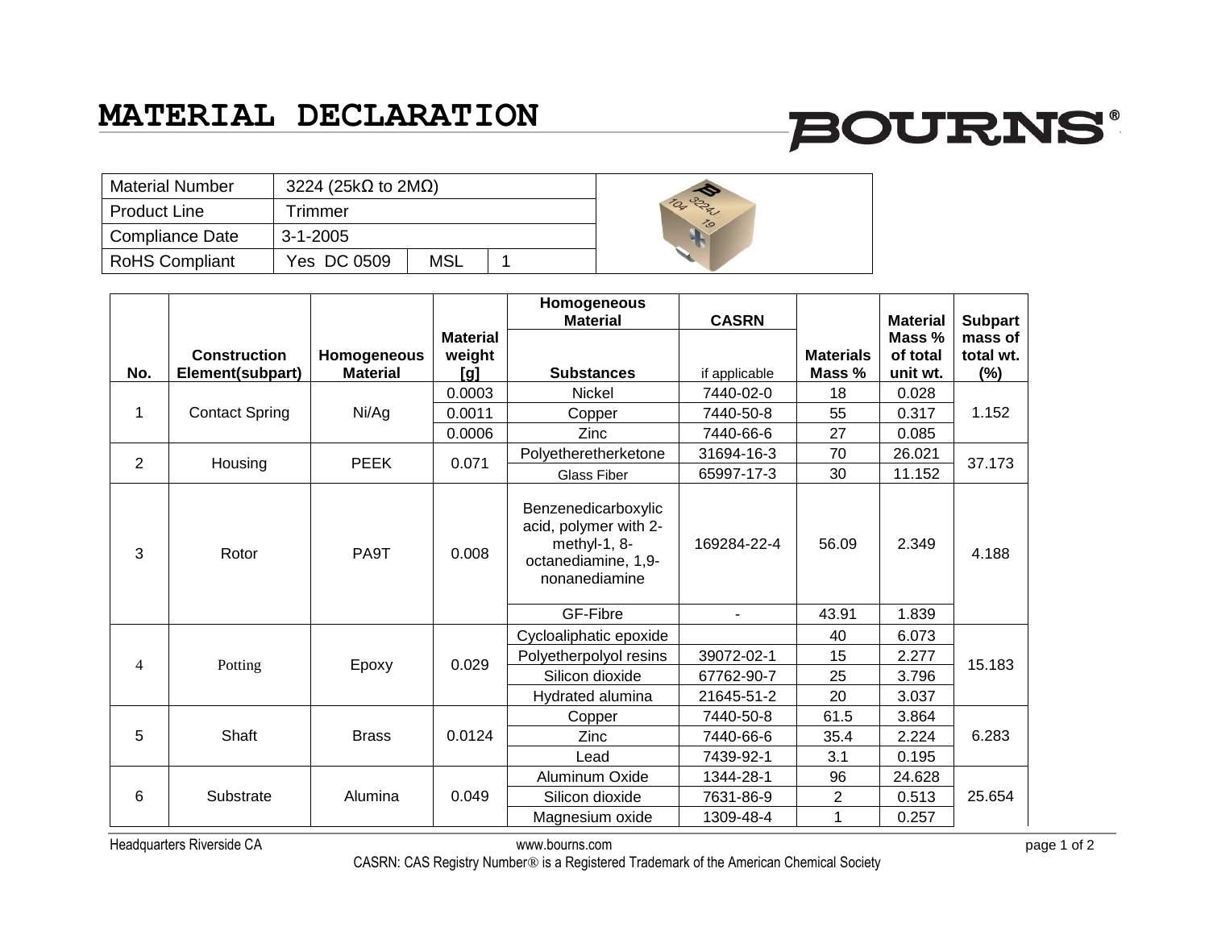# MATERIAL DECLARATION

BOURNS®

| Material Number | 3224 (25kΩ to 2MΩ) | | |
|---|---|---|---|
| Product Line | Trimmer | | |
| Compliance Date | 3-1-2005 | | |
| RoHS Compliant | Yes DC 0509 | MSL | 1 |

| No. | Construction Element(subpart) | Homogeneous Material | Material weight [g] | Homogeneous Material Substances | CASRN if applicable | Materials Mass % | Material Mass % of total unit wt. | Subpart mass of total wt. (%) |
|---|---|---|---|---|---|---|---|---|
| 1 | Contact Spring | Ni/Ag | 0.0003 | Nickel | 7440-02-0 | 18 | 0.028 | 1.152 |
| | | | 0.0011 | Copper | 7440-50-8 | 55 | 0.317 | |
| | | | 0.0006 | Zinc | 7440-66-6 | 27 | 0.085 | |
| 2 | Housing | PEEK | 0.071 | Polyetheretherketone | 31694-16-3 | 70 | 26.021 | 37.173 |
| | | | | Glass Fiber | 65997-17-3 | 30 | 11.152 | |
| 3 | Rotor | PA9T | 0.008 | Benzenedicarboxylic acid, polymer with 2-methyl-1, 8-octanediamine, 1,9-nonanediamine | 169284-22-4 | 56.09 | 2.349 | 4.188 |
| | | | | GF-Fibre | - | 43.91 | 1.839 | |
| 4 | Potting | Epoxy | 0.029 | Cycloaliphatic epoxide | | 40 | 6.073 | 15.183 |
| | | | | Polyetherpolyol resins | 39072-02-1 | 15 | 2.277 | |
| | | | | Silicon dioxide | 67762-90-7 | 25 | 3.796 | |
| | | | | Hydrated alumina | 21645-51-2 | 20 | 3.037 | |
| 5 | Shaft | Brass | 0.0124 | Copper | 7440-50-8 | 61.5 | 3.864 | 6.283 |
| | | | | Zinc | 7440-66-6 | 35.4 | 2.224 | |
| | | | | Lead | 7439-92-1 | 3.1 | 0.195 | |
| 6 | Substrate | Alumina | 0.049 | Aluminum Oxide | 1344-28-1 | 96 | 24.628 | 25.654 |
| | | | | Silicon dioxide | 7631-86-9 | 2 | 0.513 | |
| | | | | Magnesium oxide | 1309-48-4 | 1 | 0.257 | |

Headquarters Riverside CA www.bourns.com

CASRN: CAS Registry Number® is a Registered Trademark of the American Chemical Society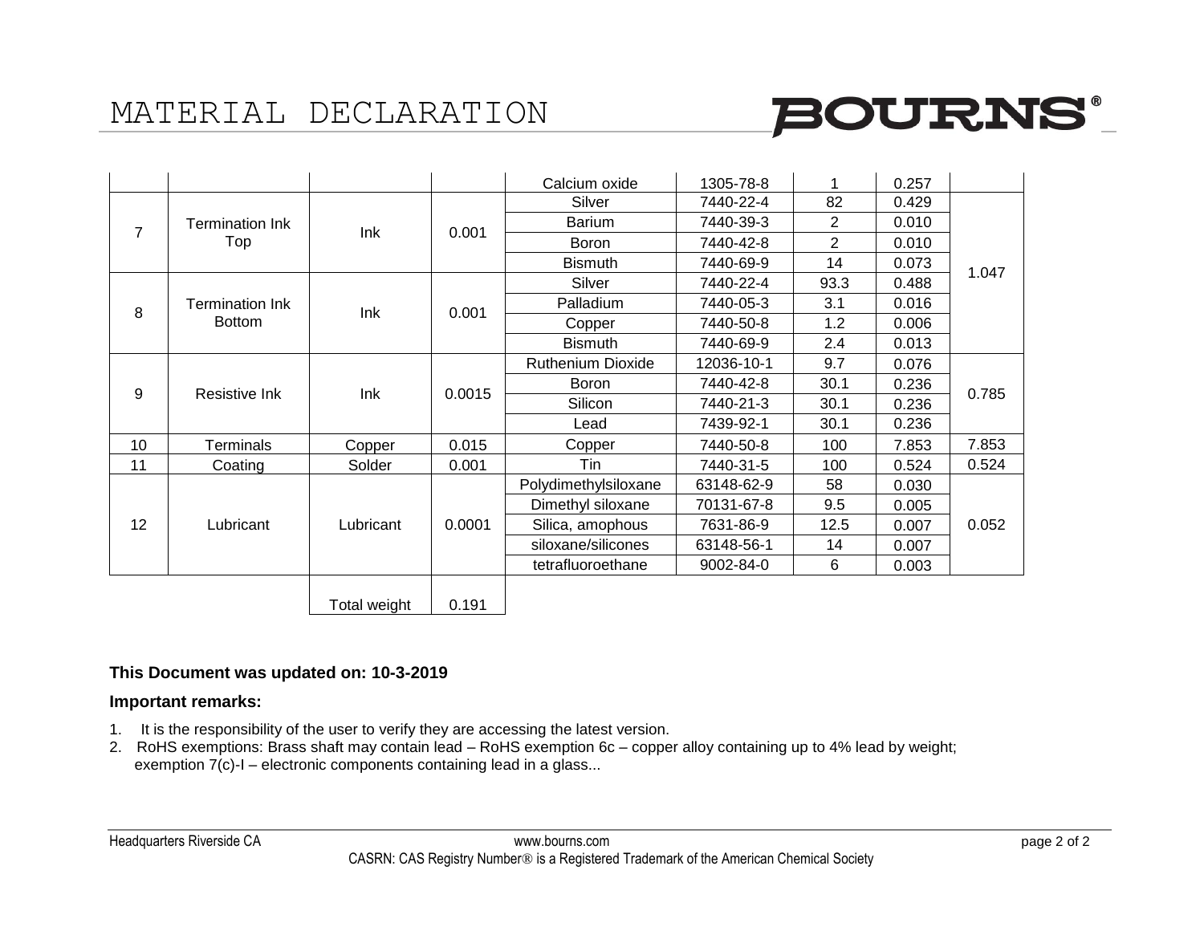# MATERIAL DECLARATION

| | | | | | | | | |
|---|---|---|---|---|---|---|---|---|
| | | | | Calcium oxide | 1305-78-8 | 1 | 0.257 | |
| 7 | Termination Ink Top | Ink | 0.001 | Silver | 7440-22-4 | 82 | 0.429 | 1.047 |
| | | | | Barium | 7440-39-3 | 2 | 0.010 | |
| | | | | Boron | 7440-42-8 | 2 | 0.010 | |
| | | | | Bismuth | 7440-69-9 | 14 | 0.073 | |
| 8 | Termination Ink Bottom | Ink | 0.001 | Silver | 7440-22-4 | 93.3 | 0.488 | |
| | | | | Palladium | 7440-05-3 | 3.1 | 0.016 | |
| | | | | Copper | 7440-50-8 | 1.2 | 0.006 | |
| | | | | Bismuth | 7440-69-9 | 2.4 | 0.013 | |
| 9 | Resistive Ink | Ink | 0.0015 | Ruthenium Dioxide | 12036-10-1 | 9.7 | 0.076 | 0.785 |
| | | | | Boron | 7440-42-8 | 30.1 | 0.236 | |
| | | | | Silicon | 7440-21-3 | 30.1 | 0.236 | |
| | | | | Lead | 7439-92-1 | 30.1 | 0.236 | |
| 10 | Terminals | Copper | 0.015 | Copper | 7440-50-8 | 100 | 7.853 | 7.853 |
| 11 | Coating | Solder | 0.001 | Tin | 7440-31-5 | 100 | 0.524 | 0.524 |
| 12 | Lubricant | Lubricant | 0.0001 | Polydimethylsiloxane | 63148-62-9 | 58 | 0.030 | 0.052 |
| | | | | Dimethyl siloxane | 70131-67-8 | 9.5 | 0.005 | |
| | | | | Silica, amophous | 7631-86-9 | 12.5 | 0.007 | |
| | | | | siloxane/silicones | 63148-56-1 | 14 | 0.007 | |
| | | | | tetrafluoroethane | 9002-84-0 | 6 | 0.003 | |
| | | Total weight | 0.191 | | | | | |

**This Document was updated on: 10-3-2019**

**Important remarks:**

1. It is the responsibility of the user to verify they are accessing the latest version.
2. RoHS exemptions: Brass shaft may contain lead – RoHS exemption 6c – copper alloy containing up to 4% lead by weight; exemption 7(c)-I – electronic components containing lead in a glass...

Headquarters Riverside CA www.bourns.com

CASRN: CAS Registry Number® is a Registered Trademark of the American Chemical Society